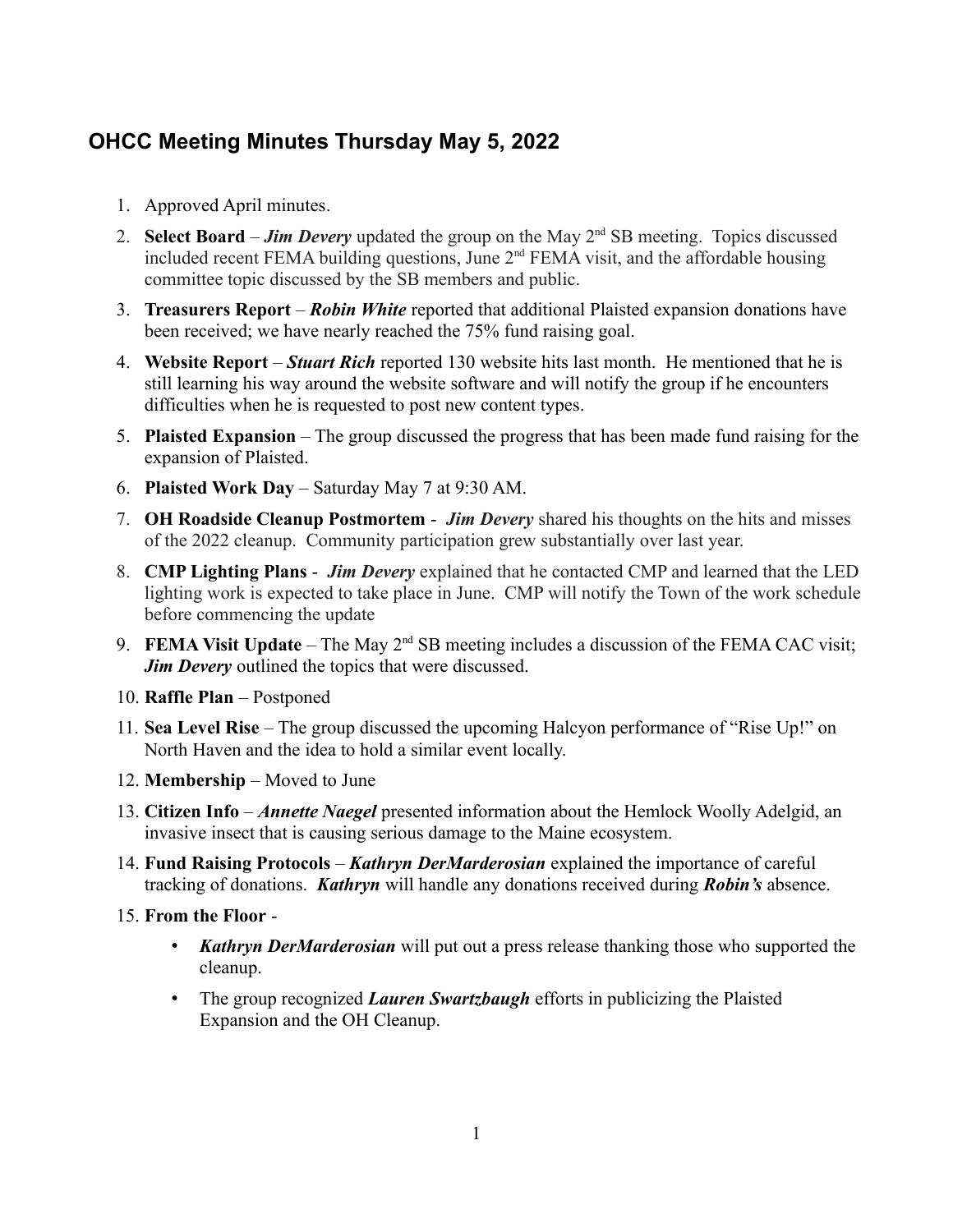## OHCC Meeting Minutes Thursday May 5, 2022

1. Approved April minutes.
2. **Select Board** – ***Jim Devery*** updated the group on the May 2nd SB meeting. Topics discussed included recent FEMA building questions, June 2nd FEMA visit, and the affordable housing committee topic discussed by the SB members and public.
3. **Treasurers Report** – ***Robin White*** reported that additional Plaisted expansion donations have been received; we have nearly reached the 75% fund raising goal.
4. **Website Report** – ***Stuart Rich*** reported 130 website hits last month. He mentioned that he is still learning his way around the website software and will notify the group if he encounters difficulties when he is requested to post new content types.
5. **Plaisted Expansion** – The group discussed the progress that has been made fund raising for the expansion of Plaisted.
6. **Plaisted Work Day** – Saturday May 7 at 9:30 AM.
7. **OH Roadside Cleanup Postmortem** - ***Jim Devery*** shared his thoughts on the hits and misses of the 2022 cleanup. Community participation grew substantially over last year.
8. **CMP Lighting Plans** - ***Jim Devery*** explained that he contacted CMP and learned that the LED lighting work is expected to take place in June. CMP will notify the Town of the work schedule before commencing the update
9. **FEMA Visit Update** – The May 2nd SB meeting includes a discussion of the FEMA CAC visit; ***Jim Devery*** outlined the topics that were discussed.
10. **Raffle Plan** – Postponed
11. **Sea Level Rise** – The group discussed the upcoming Halcyon performance of "Rise Up!" on North Haven and the idea to hold a similar event locally.
12. **Membership** – Moved to June
13. **Citizen Info** – ***Annette Naegel*** presented information about the Hemlock Woolly Adelgid, an invasive insect that is causing serious damage to the Maine ecosystem.
14. **Fund Raising Protocols** – ***Kathryn DerMarderosian*** explained the importance of careful tracking of donations. ***Kathryn*** will handle any donations received during ***Robin's*** absence.
15. **From the Floor** -
    - ***Kathryn DerMarderosian*** will put out a press release thanking those who supported the cleanup.
    - The group recognized ***Lauren Swartzbaugh*** efforts in publicizing the Plaisted Expansion and the OH Cleanup.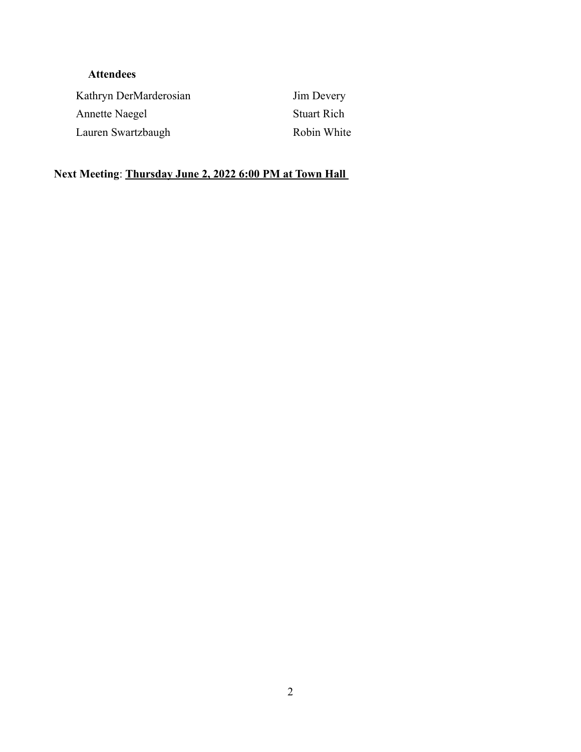**Attendees**

| | |
|---|---|
| Kathryn DerMarderosian | Jim Devery |
| Annette Naegel | Stuart Rich |
| Lauren Swartzbaugh | Robin White |

**Next Meeting**: **Thursday June 2, 2022 6:00 PM at Town Hall**